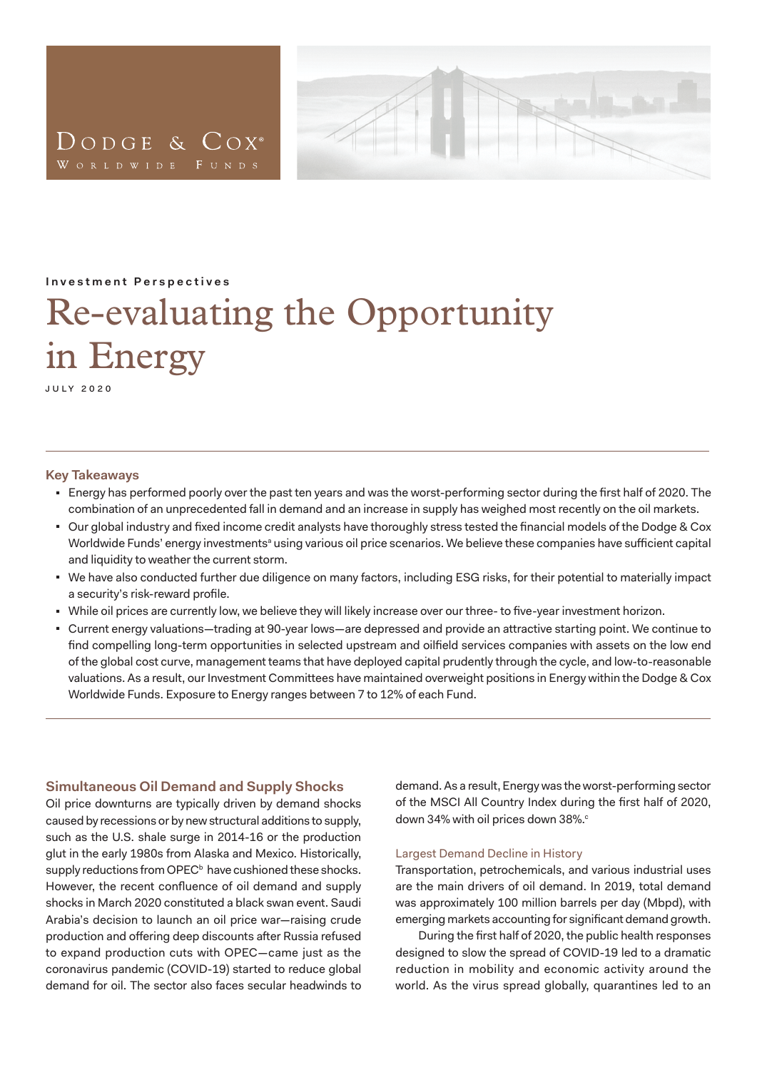Dodge & Cox®
Worldwide Funds

Investment Perspectives

# Re-evaluating the Opportunity in Energy

JULY 2020

## Key Takeaways

- Energy has performed poorly over the past ten years and was the worst-performing sector during the first half of 2020. The combination of an unprecedented fall in demand and an increase in supply has weighed most recently on the oil markets.
- Our global industry and fixed income credit analysts have thoroughly stress tested the financial models of the Dodge & Cox Worldwide Funds' energy investments[a] using various oil price scenarios. We believe these companies have sufficient capital and liquidity to weather the current storm.
- We have also conducted further due diligence on many factors, including ESG risks, for their potential to materially impact a security's risk-reward profile.
- While oil prices are currently low, we believe they will likely increase over our three- to five-year investment horizon.
- Current energy valuations—trading at 90-year lows—are depressed and provide an attractive starting point. We continue to find compelling long-term opportunities in selected upstream and oilfield services companies with assets on the low end of the global cost curve, management teams that have deployed capital prudently through the cycle, and low-to-reasonable valuations. As a result, our Investment Committees have maintained overweight positions in Energy within the Dodge & Cox Worldwide Funds. Exposure to Energy ranges between 7 to 12% of each Fund.

## Simultaneous Oil Demand and Supply Shocks

Oil price downturns are typically driven by demand shocks caused by recessions or by new structural additions to supply, such as the U.S. shale surge in 2014-16 or the production glut in the early 1980s from Alaska and Mexico. Historically, supply reductions from OPEC[b] have cushioned these shocks. However, the recent confluence of oil demand and supply shocks in March 2020 constituted a black swan event. Saudi Arabia's decision to launch an oil price war—raising crude production and offering deep discounts after Russia refused to expand production cuts with OPEC—came just as the coronavirus pandemic (COVID-19) started to reduce global demand for oil. The sector also faces secular headwinds to demand. As a result, Energy was the worst-performing sector of the MSCI All Country Index during the first half of 2020, down 34% with oil prices down 38%.[c]

### Largest Demand Decline in History

Transportation, petrochemicals, and various industrial uses are the main drivers of oil demand. In 2019, total demand was approximately 100 million barrels per day (Mbpd), with emerging markets accounting for significant demand growth.

During the first half of 2020, the public health responses designed to slow the spread of COVID-19 led to a dramatic reduction in mobility and economic activity around the world. As the virus spread globally, quarantines led to an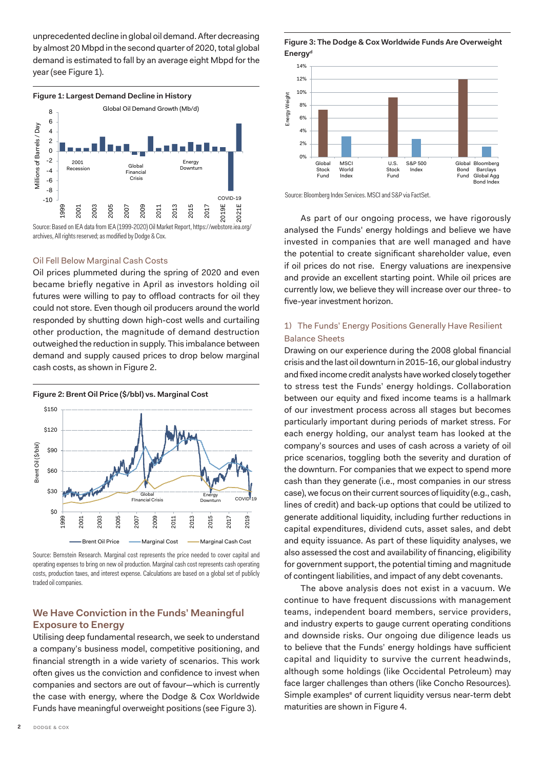unprecedented decline in global oil demand. After decreasing by almost 20 Mbpd in the second quarter of 2020, total global demand is estimated to fall by an average eight Mbpd for the year (see Figure 1).

**Figure 1: Largest Demand Decline in History**

Source: Based on IEA data from IEA (1999-2020) Oil Market Report, https://webstore.iea.org/archives, All rights reserved; as modified by Dodge & Cox.

### Oil Fell Below Marginal Cash Costs

Oil prices plummeted during the spring of 2020 and even became briefly negative in April as investors holding oil futures were willing to pay to offload contracts for oil they could not store. Even though oil producers around the world responded by shutting down high-cost wells and curtailing other production, the magnitude of demand destruction outweighed the reduction in supply. This imbalance between demand and supply caused prices to drop below marginal cash costs, as shown in Figure 2.

**Figure 2: Brent Oil Price ($/bbl) vs. Marginal Cost**

Source: Bernstein Research. Marginal cost represents the price needed to cover capital and operating expenses to bring on new oil production. Marginal cash cost represents cash operating costs, production taxes, and interest expense. Calculations are based on a global set of publicly traded oil companies.

## We Have Conviction in the Funds' Meaningful Exposure to Energy

Utilising deep fundamental research, we seek to understand a company's business model, competitive positioning, and financial strength in a wide variety of scenarios. This work often gives us the conviction and confidence to invest when companies and sectors are out of favour—which is currently the case with energy, where the Dodge & Cox Worldwide Funds have meaningful overweight positions (see Figure 3).

**Figure 3: The Dodge & Cox Worldwide Funds Are Overweight Energy**[d]

Source: Bloomberg Index Services. MSCI and S&P via FactSet.

As part of our ongoing process, we have rigorously analysed the Funds' energy holdings and believe we have invested in companies that are well managed and have the potential to create significant shareholder value, even if oil prices do not rise. Energy valuations are inexpensive and provide an excellent starting point. While oil prices are currently low, we believe they will increase over our three- to five-year investment horizon.

### 1) The Funds' Energy Positions Generally Have Resilient Balance Sheets

Drawing on our experience during the 2008 global financial crisis and the last oil downturn in 2015-16, our global industry and fixed income credit analysts have worked closely together to stress test the Funds' energy holdings. Collaboration between our equity and fixed income teams is a hallmark of our investment process across all stages but becomes particularly important during periods of market stress. For each energy holding, our analyst team has looked at the company's sources and uses of cash across a variety of oil price scenarios, toggling both the severity and duration of the downturn. For companies that we expect to spend more cash than they generate (i.e., most companies in our stress case), we focus on their current sources of liquidity (e.g., cash, lines of credit) and back-up options that could be utilized to generate additional liquidity, including further reductions in capital expenditures, dividend cuts, asset sales, and debt and equity issuance. As part of these liquidity analyses, we also assessed the cost and availability of financing, eligibility for government support, the potential timing and magnitude of contingent liabilities, and impact of any debt covenants.

The above analysis does not exist in a vacuum. We continue to have frequent discussions with management teams, independent board members, service providers, and industry experts to gauge current operating conditions and downside risks. Our ongoing due diligence leads us to believe that the Funds' energy holdings have sufficient capital and liquidity to survive the current headwinds, although some holdings (like Occidental Petroleum) may face larger challenges than others (like Concho Resources). Simple examples[e] of current liquidity versus near-term debt maturities are shown in Figure 4.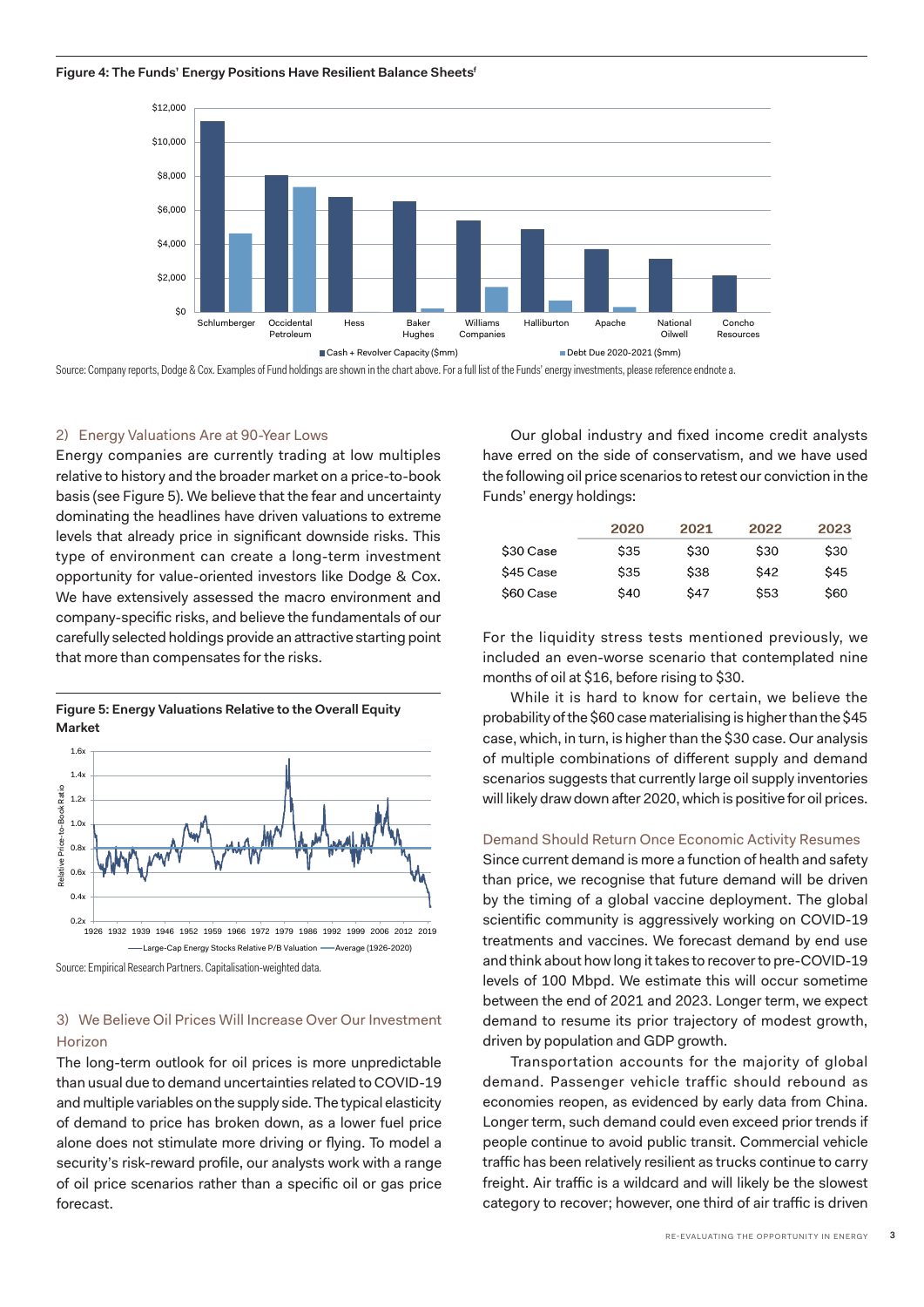**Figure 4: The Funds' Energy Positions Have Resilient Balance Sheets**[f]

Source: Company reports, Dodge & Cox. Examples of Fund holdings are shown in the chart above. For a full list of the Funds' energy investments, please reference endnote a.

## 2) Energy Valuations Are at 90-Year Lows

Energy companies are currently trading at low multiples relative to history and the broader market on a price-to-book basis (see Figure 5). We believe that the fear and uncertainty dominating the headlines have driven valuations to extreme levels that already price in significant downside risks. This type of environment can create a long-term investment opportunity for value-oriented investors like Dodge & Cox. We have extensively assessed the macro environment and company-specific risks, and believe the fundamentals of our carefully selected holdings provide an attractive starting point that more than compensates for the risks.

**Figure 5: Energy Valuations Relative to the Overall Equity Market**

Source: Empirical Research Partners. Capitalisation-weighted data.

## 3) We Believe Oil Prices Will Increase Over Our Investment Horizon

The long-term outlook for oil prices is more unpredictable than usual due to demand uncertainties related to COVID-19 and multiple variables on the supply side. The typical elasticity of demand to price has broken down, as a lower fuel price alone does not stimulate more driving or flying. To model a security's risk-reward profile, our analysts work with a range of oil price scenarios rather than a specific oil or gas price forecast.

Our global industry and fixed income credit analysts have erred on the side of conservatism, and we have used the following oil price scenarios to retest our conviction in the Funds' energy holdings:

| | 2020 | 2021 | 2022 | 2023 |
|---|---|---|---|---|
| $30 Case | $35 | $30 | $30 | $30 |
| $45 Case | $35 | $38 | $42 | $45 |
| $60 Case | $40 | $47 | $53 | $60 |

For the liquidity stress tests mentioned previously, we included an even-worse scenario that contemplated nine months of oil at $16, before rising to $30.

While it is hard to know for certain, we believe the probability of the $60 case materialising is higher than the $45 case, which, in turn, is higher than the $30 case. Our analysis of multiple combinations of different supply and demand scenarios suggests that currently large oil supply inventories will likely draw down after 2020, which is positive for oil prices.

### Demand Should Return Once Economic Activity Resumes

Since current demand is more a function of health and safety than price, we recognise that future demand will be driven by the timing of a global vaccine deployment. The global scientific community is aggressively working on COVID-19 treatments and vaccines. We forecast demand by end use and think about how long it takes to recover to pre-COVID-19 levels of 100 Mbpd. We estimate this will occur sometime between the end of 2021 and 2023. Longer term, we expect demand to resume its prior trajectory of modest growth, driven by population and GDP growth.

Transportation accounts for the majority of global demand. Passenger vehicle traffic should rebound as economies reopen, as evidenced by early data from China. Longer term, such demand could even exceed prior trends if people continue to avoid public transit. Commercial vehicle traffic has been relatively resilient as trucks continue to carry freight. Air traffic is a wildcard and will likely be the slowest category to recover; however, one third of air traffic is driven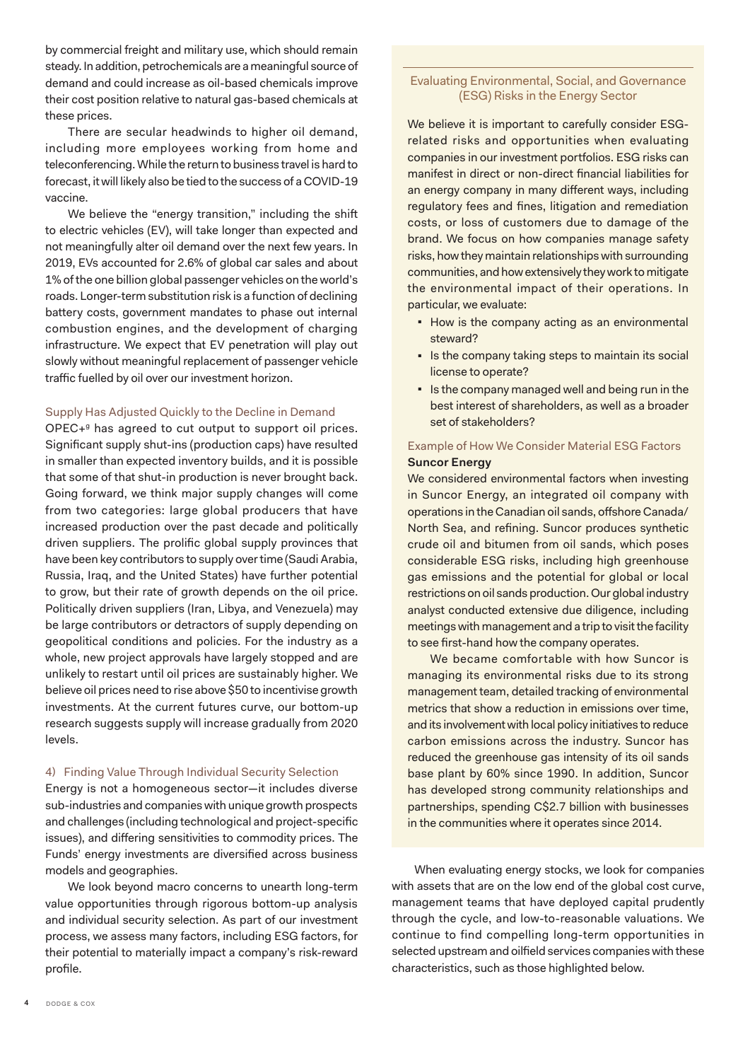by commercial freight and military use, which should remain steady. In addition, petrochemicals are a meaningful source of demand and could increase as oil-based chemicals improve their cost position relative to natural gas-based chemicals at these prices.

There are secular headwinds to higher oil demand, including more employees working from home and teleconferencing. While the return to business travel is hard to forecast, it will likely also be tied to the success of a COVID-19 vaccine.

We believe the "energy transition," including the shift to electric vehicles (EV), will take longer than expected and not meaningfully alter oil demand over the next few years. In 2019, EVs accounted for 2.6% of global car sales and about 1% of the one billion global passenger vehicles on the world's roads. Longer-term substitution risk is a function of declining battery costs, government mandates to phase out internal combustion engines, and the development of charging infrastructure. We expect that EV penetration will play out slowly without meaningful replacement of passenger vehicle traffic fuelled by oil over our investment horizon.

### Supply Has Adjusted Quickly to the Decline in Demand

OPEC+[9] has agreed to cut output to support oil prices. Significant supply shut-ins (production caps) have resulted in smaller than expected inventory builds, and it is possible that some of that shut-in production is never brought back. Going forward, we think major supply changes will come from two categories: large global producers that have increased production over the past decade and politically driven suppliers. The prolific global supply provinces that have been key contributors to supply over time (Saudi Arabia, Russia, Iraq, and the United States) have further potential to grow, but their rate of growth depends on the oil price. Politically driven suppliers (Iran, Libya, and Venezuela) may be large contributors or detractors of supply depending on geopolitical conditions and policies. For the industry as a whole, new project approvals have largely stopped and are unlikely to restart until oil prices are sustainably higher. We believe oil prices need to rise above $50 to incentivise growth investments. At the current futures curve, our bottom-up research suggests supply will increase gradually from 2020 levels.

## 4) Finding Value Through Individual Security Selection

Energy is not a homogeneous sector—it includes diverse sub-industries and companies with unique growth prospects and challenges (including technological and project-specific issues), and differing sensitivities to commodity prices. The Funds' energy investments are diversified across business models and geographies.

We look beyond macro concerns to unearth long-term value opportunities through rigorous bottom-up analysis and individual security selection. As part of our investment process, we assess many factors, including ESG factors, for their potential to materially impact a company's risk-reward profile.

### Evaluating Environmental, Social, and Governance (ESG) Risks in the Energy Sector

We believe it is important to carefully consider ESG-related risks and opportunities when evaluating companies in our investment portfolios. ESG risks can manifest in direct or non-direct financial liabilities for an energy company in many different ways, including regulatory fees and fines, litigation and remediation costs, or loss of customers due to damage of the brand. We focus on how companies manage safety risks, how they maintain relationships with surrounding communities, and how extensively they work to mitigate the environmental impact of their operations. In particular, we evaluate:

- How is the company acting as an environmental steward?
- Is the company taking steps to maintain its social license to operate?
- Is the company managed well and being run in the best interest of shareholders, as well as a broader set of stakeholders?

#### Example of How We Consider Material ESG Factors

**Suncor Energy**

We considered environmental factors when investing in Suncor Energy, an integrated oil company with operations in the Canadian oil sands, offshore Canada/North Sea, and refining. Suncor produces synthetic crude oil and bitumen from oil sands, which poses considerable ESG risks, including high greenhouse gas emissions and the potential for global or local restrictions on oil sands production. Our global industry analyst conducted extensive due diligence, including meetings with management and a trip to visit the facility to see first-hand how the company operates.

We became comfortable with how Suncor is managing its environmental risks due to its strong management team, detailed tracking of environmental metrics that show a reduction in emissions over time, and its involvement with local policy initiatives to reduce carbon emissions across the industry. Suncor has reduced the greenhouse gas intensity of its oil sands base plant by 60% since 1990. In addition, Suncor has developed strong community relationships and partnerships, spending C$2.7 billion with businesses in the communities where it operates since 2014.

When evaluating energy stocks, we look for companies with assets that are on the low end of the global cost curve, management teams that have deployed capital prudently through the cycle, and low-to-reasonable valuations. We continue to find compelling long-term opportunities in selected upstream and oilfield services companies with these characteristics, such as those highlighted below.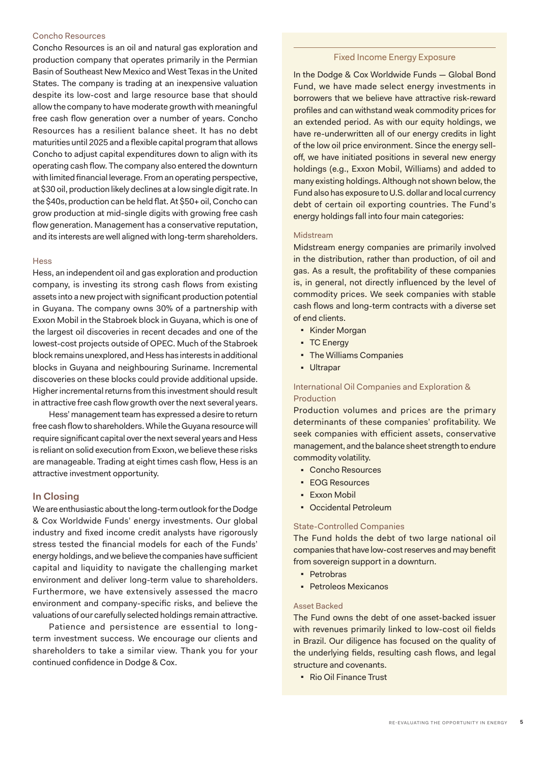### Concho Resources

Concho Resources is an oil and natural gas exploration and production company that operates primarily in the Permian Basin of Southeast New Mexico and West Texas in the United States. The company is trading at an inexpensive valuation despite its low-cost and large resource base that should allow the company to have moderate growth with meaningful free cash flow generation over a number of years. Concho Resources has a resilient balance sheet. It has no debt maturities until 2025 and a flexible capital program that allows Concho to adjust capital expenditures down to align with its operating cash flow. The company also entered the downturn with limited financial leverage. From an operating perspective, at $30 oil, production likely declines at a low single digit rate. In the $40s, production can be held flat. At $50+ oil, Concho can grow production at mid-single digits with growing free cash flow generation. Management has a conservative reputation, and its interests are well aligned with long-term shareholders.

### Hess

Hess, an independent oil and gas exploration and production company, is investing its strong cash flows from existing assets into a new project with significant production potential in Guyana. The company owns 30% of a partnership with Exxon Mobil in the Stabroek block in Guyana, which is one of the largest oil discoveries in recent decades and one of the lowest-cost projects outside of OPEC. Much of the Stabroek block remains unexplored, and Hess has interests in additional blocks in Guyana and neighbouring Suriname. Incremental discoveries on these blocks could provide additional upside. Higher incremental returns from this investment should result in attractive free cash flow growth over the next several years.

Hess' management team has expressed a desire to return free cash flow to shareholders. While the Guyana resource will require significant capital over the next several years and Hess is reliant on solid execution from Exxon, we believe these risks are manageable. Trading at eight times cash flow, Hess is an attractive investment opportunity.

## In Closing

We are enthusiastic about the long-term outlook for the Dodge & Cox Worldwide Funds' energy investments. Our global industry and fixed income credit analysts have rigorously stress tested the financial models for each of the Funds' energy holdings, and we believe the companies have sufficient capital and liquidity to navigate the challenging market environment and deliver long-term value to shareholders. Furthermore, we have extensively assessed the macro environment and company-specific risks, and believe the valuations of our carefully selected holdings remain attractive.

Patience and persistence are essential to long-term investment success. We encourage our clients and shareholders to take a similar view. Thank you for your continued confidence in Dodge & Cox.

### Fixed Income Energy Exposure

In the Dodge & Cox Worldwide Funds — Global Bond Fund, we have made select energy investments in borrowers that we believe have attractive risk-reward profiles and can withstand weak commodity prices for an extended period. As with our equity holdings, we have re-underwritten all of our energy credits in light of the low oil price environment. Since the energy sell-off, we have initiated positions in several new energy holdings (e.g., Exxon Mobil, Williams) and added to many existing holdings. Although not shown below, the Fund also has exposure to U.S. dollar and local currency debt of certain oil exporting countries. The Fund's energy holdings fall into four main categories:

#### Midstream

Midstream energy companies are primarily involved in the distribution, rather than production, of oil and gas. As a result, the profitability of these companies is, in general, not directly influenced by the level of commodity prices. We seek companies with stable cash flows and long-term contracts with a diverse set of end clients.

- Kinder Morgan
- TC Energy
- The Williams Companies
- Ultrapar

#### International Oil Companies and Exploration & Production

Production volumes and prices are the primary determinants of these companies' profitability. We seek companies with efficient assets, conservative management, and the balance sheet strength to endure commodity volatility.

- Concho Resources
- EOG Resources
- Exxon Mobil
- Occidental Petroleum

#### State-Controlled Companies

The Fund holds the debt of two large national oil companies that have low-cost reserves and may benefit from sovereign support in a downturn.

- Petrobras
- Petroleos Mexicanos

#### Asset Backed

The Fund owns the debt of one asset-backed issuer with revenues primarily linked to low-cost oil fields in Brazil. Our diligence has focused on the quality of the underlying fields, resulting cash flows, and legal structure and covenants.

- Rio Oil Finance Trust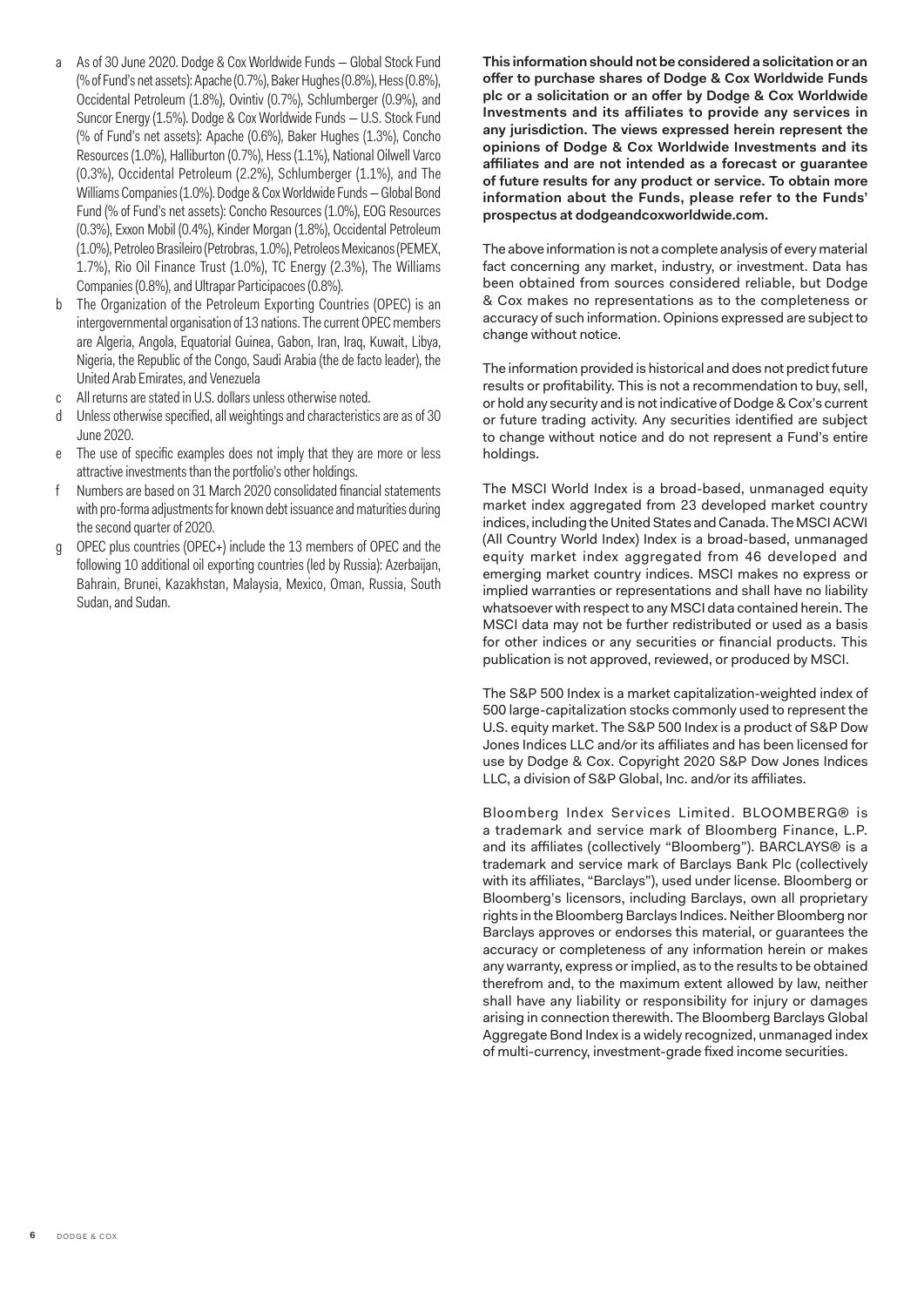- a As of 30 June 2020. Dodge & Cox Worldwide Funds — Global Stock Fund (% of Fund's net assets): Apache (0.7%), Baker Hughes (0.8%), Hess (0.8%), Occidental Petroleum (1.8%), Ovintiv (0.7%), Schlumberger (0.9%), and Suncor Energy (1.5%). Dodge & Cox Worldwide Funds — U.S. Stock Fund (% of Fund's net assets): Apache (0.6%), Baker Hughes (1.3%), Concho Resources (1.0%), Halliburton (0.7%), Hess (1.1%), National Oilwell Varco (0.3%), Occidental Petroleum (2.2%), Schlumberger (1.1%), and The Williams Companies (1.0%). Dodge & Cox Worldwide Funds — Global Bond Fund (% of Fund's net assets): Concho Resources (1.0%), EOG Resources (0.3%), Exxon Mobil (0.4%), Kinder Morgan (1.8%), Occidental Petroleum (1.0%), Petroleo Brasileiro (Petrobras, 1.0%), Petroleos Mexicanos (PEMEX, 1.7%), Rio Oil Finance Trust (1.0%), TC Energy (2.3%), The Williams Companies (0.8%), and Ultrapar Participacoes (0.8%).
- b The Organization of the Petroleum Exporting Countries (OPEC) is an intergovernmental organisation of 13 nations. The current OPEC members are Algeria, Angola, Equatorial Guinea, Gabon, Iran, Iraq, Kuwait, Libya, Nigeria, the Republic of the Congo, Saudi Arabia (the de facto leader), the United Arab Emirates, and Venezuela
- c All returns are stated in U.S. dollars unless otherwise noted.
- d Unless otherwise specified, all weightings and characteristics are as of 30 June 2020.
- e The use of specific examples does not imply that they are more or less attractive investments than the portfolio's other holdings.
- f Numbers are based on 31 March 2020 consolidated financial statements with pro-forma adjustments for known debt issuance and maturities during the second quarter of 2020.
- g OPEC plus countries (OPEC+) include the 13 members of OPEC and the following 10 additional oil exporting countries (led by Russia): Azerbaijan, Bahrain, Brunei, Kazakhstan, Malaysia, Mexico, Oman, Russia, South Sudan, and Sudan.

**This information should not be considered a solicitation or an offer to purchase shares of Dodge & Cox Worldwide Funds plc or a solicitation or an offer by Dodge & Cox Worldwide Investments and its affiliates to provide any services in any jurisdiction. The views expressed herein represent the opinions of Dodge & Cox Worldwide Investments and its affiliates and are not intended as a forecast or guarantee of future results for any product or service. To obtain more information about the Funds, please refer to the Funds' prospectus at dodgeandcoxworldwide.com.**

The above information is not a complete analysis of every material fact concerning any market, industry, or investment. Data has been obtained from sources considered reliable, but Dodge & Cox makes no representations as to the completeness or accuracy of such information. Opinions expressed are subject to change without notice.

The information provided is historical and does not predict future results or profitability. This is not a recommendation to buy, sell, or hold any security and is not indicative of Dodge & Cox's current or future trading activity. Any securities identified are subject to change without notice and do not represent a Fund's entire holdings.

The MSCI World Index is a broad-based, unmanaged equity market index aggregated from 23 developed market country indices, including the United States and Canada. The MSCI ACWI (All Country World Index) Index is a broad-based, unmanaged equity market index aggregated from 46 developed and emerging market country indices. MSCI makes no express or implied warranties or representations and shall have no liability whatsoever with respect to any MSCI data contained herein. The MSCI data may not be further redistributed or used as a basis for other indices or any securities or financial products. This publication is not approved, reviewed, or produced by MSCI.

The S&P 500 Index is a market capitalization-weighted index of 500 large-capitalization stocks commonly used to represent the U.S. equity market. The S&P 500 Index is a product of S&P Dow Jones Indices LLC and/or its affiliates and has been licensed for use by Dodge & Cox. Copyright 2020 S&P Dow Jones Indices LLC, a division of S&P Global, Inc. and/or its affiliates.

Bloomberg Index Services Limited. BLOOMBERG® is a trademark and service mark of Bloomberg Finance, L.P. and its affiliates (collectively "Bloomberg"). BARCLAYS® is a trademark and service mark of Barclays Bank Plc (collectively with its affiliates, "Barclays"), used under license. Bloomberg or Bloomberg's licensors, including Barclays, own all proprietary rights in the Bloomberg Barclays Indices. Neither Bloomberg nor Barclays approves or endorses this material, or guarantees the accuracy or completeness of any information herein or makes any warranty, express or implied, as to the results to be obtained therefrom and, to the maximum extent allowed by law, neither shall have any liability or responsibility for injury or damages arising in connection therewith. The Bloomberg Barclays Global Aggregate Bond Index is a widely recognized, unmanaged index of multi-currency, investment-grade fixed income securities.